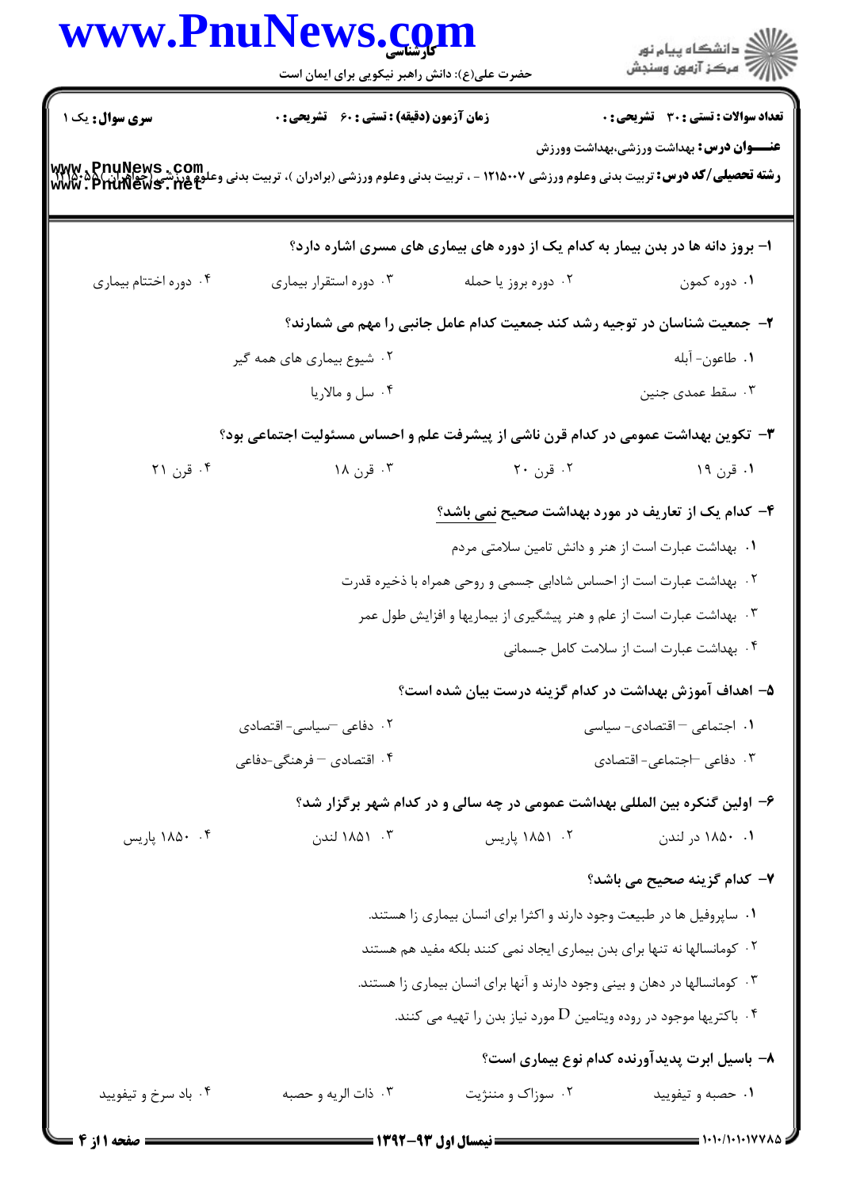**سری سوال:** یک ۱

**زمان آزمون (دقیقه) : تستی : ۶۰ تشریحی : ۰**

**تعداد سوالات : تستی : ۳۰ تشریحی : ۰**

**عنـــوان درس:** بهداشت ورزشی،بهداشت وورزش

**رشته تحصیلی/کد درس:** تربیت بدنی وعلوم ورزشی ۱۲۱۵۰۰۷ - ، تربیت بدنی وعلوم ورزشی (برادران )، تربیت بدنی وعلوم ورزشی (خواهران) ۱۲۱۵۰۵۵

---

**۱- بروز دانه ها در بدن بیمار به کدام یک از دوره های بیماری های مسری اشاره دارد؟**

۱. دوره کمون
۲. دوره بروز یا حمله
۳. دوره استقرار بیماری
۴. دوره اختتام بیماری

**۲- جمعیت شناسان در توجیه رشد کند جمعیت کدام عامل جانبی را مهم می شمارند؟**

۱. طاعون- آبله
۲. شیوع بیماری های همه گیر
۳. سقط عمدی جنین
۴. سل و مالاریا

**۳- تکوین بهداشت عمومی در کدام قرن ناشی از پیشرفت علم و احساس مسئولیت اجتماعی بود؟**

۱. قرن ۱۹
۲. قرن ۲۰
۳. قرن ۱۸
۴. قرن ۲۱

**۴- کدام یک از تعاریف در مورد بهداشت صحیح نمی باشد؟**

۱. بهداشت عبارت است از هنر و دانش تامین سلامتی مردم
۲. بهداشت عبارت است از احساس شادابی جسمی و روحی همراه با ذخیره قدرت
۳. بهداشت عبارت است از علم و هنر پیشگیری از بیماریها و افزایش طول عمر
۴. بهداشت عبارت است از سلامت کامل جسمانی

**۵- اهداف آموزش بهداشت در کدام گزینه درست بیان شده است؟**

۱. اجتماعی – اقتصادی- سیاسی
۲. دفاعی –سیاسی- اقتصادی
۳. دفاعی –اجتماعی- اقتصادی
۴. اقتصادی – فرهنگی-دفاعی

**۶- اولین گنکره بین المللی بهداشت عمومی در چه سالی و در کدام شهر برگزار شد؟**

۱. ۱۸۵۰ در لندن
۲. ۱۸۵۱ پاریس
۳. ۱۸۵۱ لندن
۴. ۱۸۵۰ پاریس

**۷- کدام گزینه صحیح می باشد؟**

۱. ساپروفیل ها در طبیعت وجود دارند و اکثرا برای انسان بیماری زا هستند.
۲. کومانسالها نه تنها برای بدن بیماری ایجاد نمی کنند بلکه مفید هم هستند
۳. کومانسالها در دهان و بینی وجود دارند و آنها برای انسان بیماری زا هستند.
۴. باکتریها موجود در روده ویتامین D مورد نیاز بدن را تهیه می کنند.

**۸- باسیل ابرت پدیدآورنده کدام نوع بیماری است؟**

۱. حصبه و تیفویید
۲. سوزاک و مننژیت
۳. ذات الریه و حصبه
۴. باد سرخ و تیفویید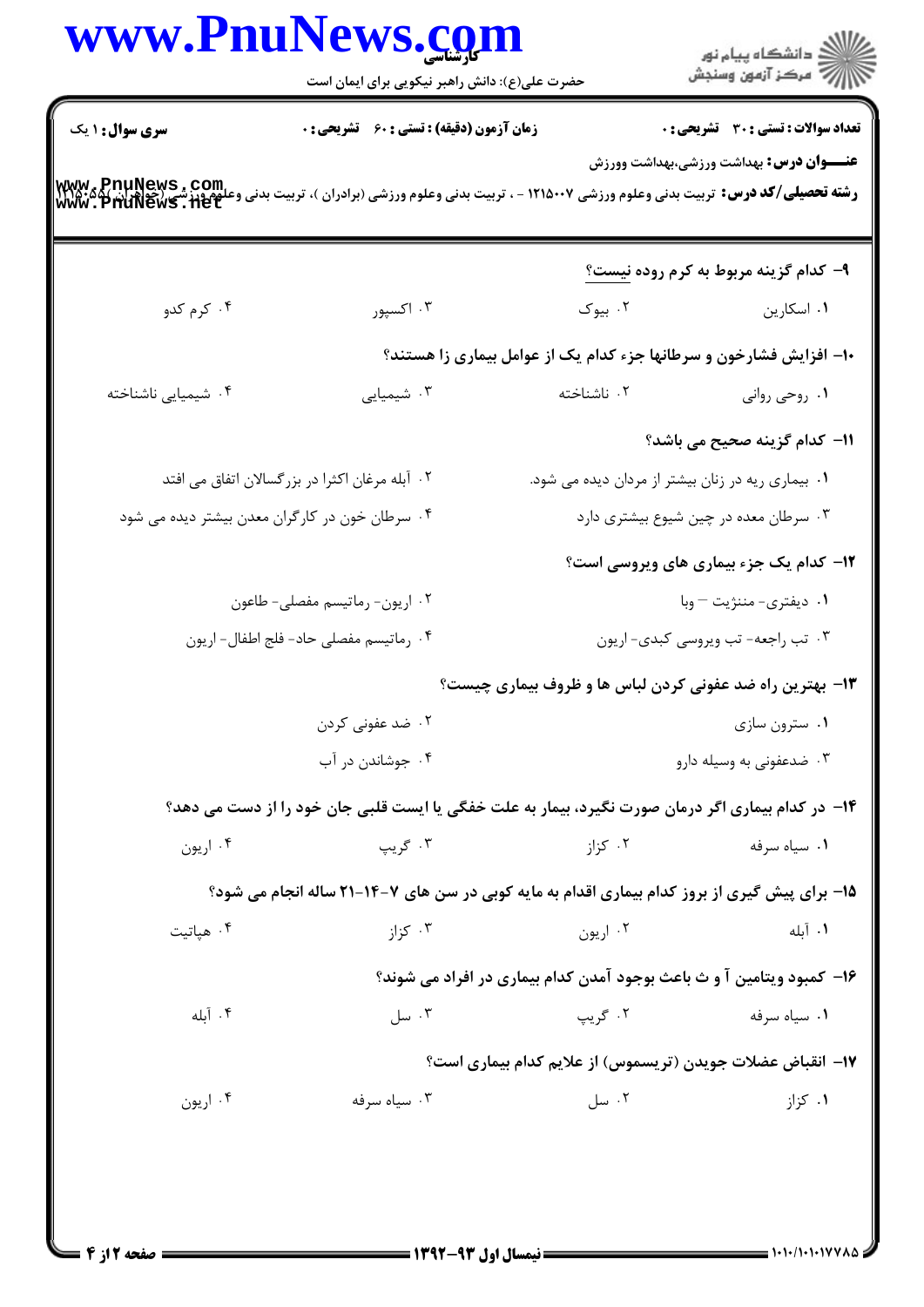**سری سوال:** ۱ یک | **زمان آزمون (دقیقه) : تستی : ۶۰ تشریحی : ۰** | **تعداد سوالات : تستی : ۳۰ تشریحی : ۰**

**عنـــوان درس:** بهداشت ورزشی،بهداشت وورزش

**رشته تحصیلی/کد درس:** تربیت بدنی وعلوم ورزشی ۱۲۱۵۰۰۷ - ، تربیت بدنی وعلوم ورزشی (برادران )، تربیت بدنی وعلوم ورزشی (خواهران )۱۲۱۵۰۵۸

---

**۹- کدام گزینه مربوط به کرم روده نیست؟**

۱. اسکارین
۲. بیوک
۳. اکسپور
۴. کرم کدو

**۱۰- افزایش فشارخون و سرطانها جزء کدام یک از عوامل بیماری زا هستند؟**

۱. روحی روانی
۲. ناشناخته
۳. شیمیایی
۴. شیمیایی ناشناخته

**۱۱- کدام گزینه صحیح می باشد؟**

۱. بیماری ریه در زنان بیشتر از مردان دیده می شود.
۲. آبله مرغان اکثرا در بزرگسالان اتفاق می افتد
۳. سرطان معده در چین شیوع بیشتری دارد
۴. سرطان خون در کارگران معدن بیشتر دیده می شود

**۱۲- کدام یک جزء بیماری های ویروسی است؟**

۱. دیفتری- مننژیت – وبا
۲. اریون- رماتیسم مفصلی- طاعون
۳. تب راجعه- تب ویروسی کبدی- اریون
۴. رماتیسم مفصلی حاد- فلج اطفال- اریون

**۱۳- بهترین راه ضد عفونی کردن لباس ها و ظروف بیماری چیست؟**

۱. سترون سازی
۲. ضد عفونی کردن
۳. ضدعفونی به وسیله دارو
۴. جوشاندن در آب

**۱۴- در کدام بیماری اگر درمان صورت نگیرد، بیمار به علت خفگی یا ایست قلبی جان خود را از دست می دهد؟**

۱. سیاه سرفه
۲. کزاز
۳. گریپ
۴. اریون

**۱۵- برای پیش گیری از بروز کدام بیماری اقدام به مایه کوبی در سن های ۷-۱۴-۲۱ ساله انجام می شود؟**

۱. آبله
۲. اریون
۳. کزاز
۴. هپاتیت

**۱۶- کمبود ویتامین آ و ث باعث بوجود آمدن کدام بیماری در افراد می شوند؟**

۱. سیاه سرفه
۲. گریپ
۳. سل
۴. آبله

**۱۷- انقباض عضلات جویدن (تریسموس) از علایم کدام بیماری است؟**

۱. کزاز
۲. سل
۳. سیاه سرفه
۴. اریون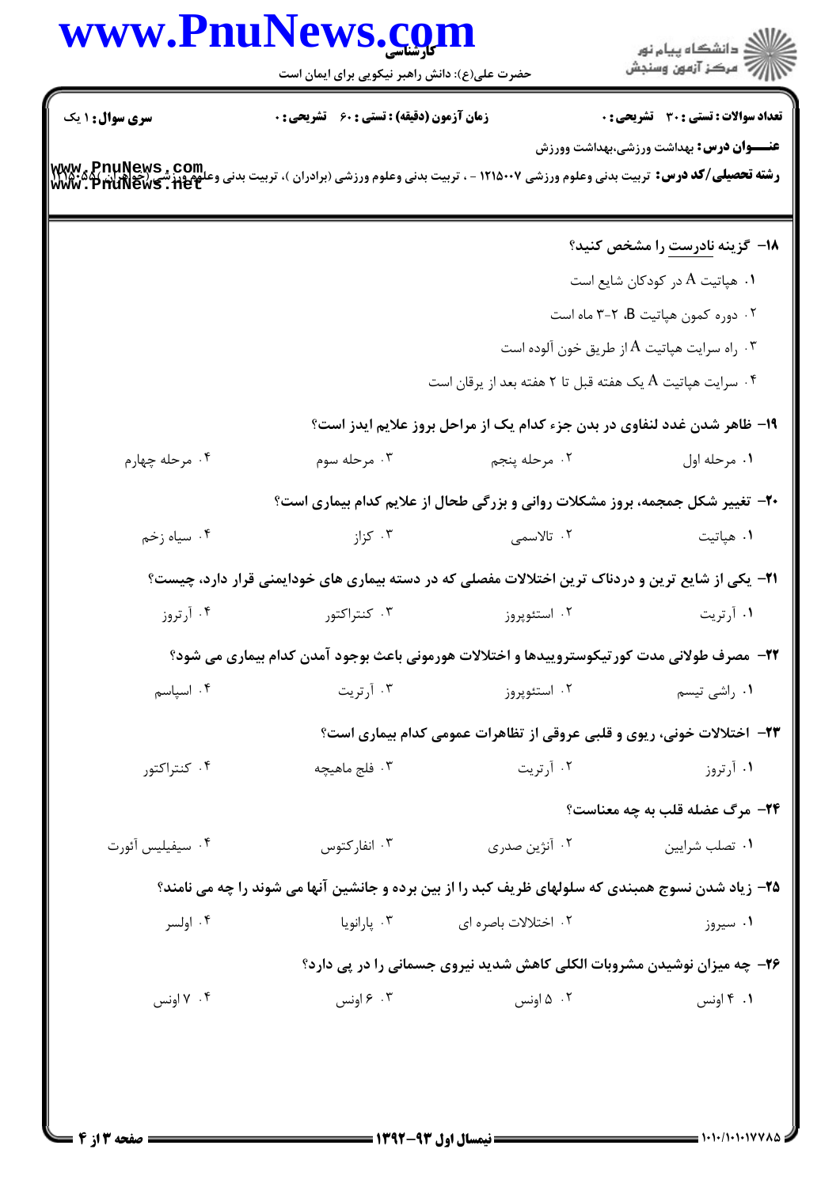**سری سوال:** ۱ یک | **زمان آزمون (دقیقه):** تستی : ۶۰ تشریحی : ۰ | **تعداد سوالات:** تستی : ۳۰ تشریحی : ۰

**عنـــوان درس:** بهداشت ورزشی،بهداشت وورزش

**رشته تحصیلی/کد درس:** تربیت بدنی وعلوم ورزشی ۱۲۱۵۰۰۷ - ، تربیت بدنی وعلوم ورزشی (برادران )، تربیت بدنی وعلوم ورزشی (خواهران )۱۲۱۵۰۰۵

۱۸- گزینه نادرست را مشخص کنید؟

۱. هپاتیت A در کودکان شایع است

۲. دوره کمون هپاتیت B، ۲-۳ ماه است

۳. راه سرایت هپاتیت A از طریق خون آلوده است

۴. سرایت هپاتیت A یک هفته قبل تا ۲ هفته بعد از یرقان است

۱۹- ظاهر شدن غدد لنفاوی در بدن جزء کدام یک از مراحل بروز علایم ایدز است؟

۱. مرحله اول ۲. مرحله پنجم ۳. مرحله سوم ۴. مرحله چهارم

۲۰- تغییر شکل جمجمه، بروز مشکلات روانی و بزرگی طحال از علایم کدام بیماری است؟

۱. هپاتیت ۲. تالاسمی ۳. کزاز ۴. سیاه زخم

۲۱- یکی از شایع ترین و دردناک ترین اختلالات مفصلی که در دسته بیماری های خودایمنی قرار دارد، چیست؟

۱. آرتریت ۲. استئوپروز ۳. کنتراکتور ۴. آرتروز

۲۲- مصرف طولانی مدت کورتیکوستروییدها و اختلالات هورمونی باعث بوجود آمدن کدام بیماری می شود؟

۱. راشی تیسم ۲. استئوپروز ۳. آرتریت ۴. اسپاسم

۲۳- اختلالات خونی، ریوی و قلبی عروقی از تظاهرات عمومی کدام بیماری است؟

۱. آرتروز ۲. آرتریت ۳. فلج ماهیچه ۴. کنتراکتور

۲۴- مرگ عضله قلب به چه معناست؟

۱. تصلب شرایین ۲. آنژین صدری ۳. انفارکتوس ۴. سیفیلیس آئورت

۲۵- زیاد شدن نسوج همبندی که سلولهای ظریف کبد را از بین برده و جانشین آنها می شوند را چه می نامند؟

۱. سیروز ۲. اختلالات باصره ای ۳. پارانویا ۴. اولسر

۲۶- چه میزان نوشیدن مشروبات الکلی کاهش شدید نیروی جسمانی را در پی دارد؟

۱. ۴ اونس ۲. ۵ اونس ۳. ۶ اونس ۴. ۷ اونس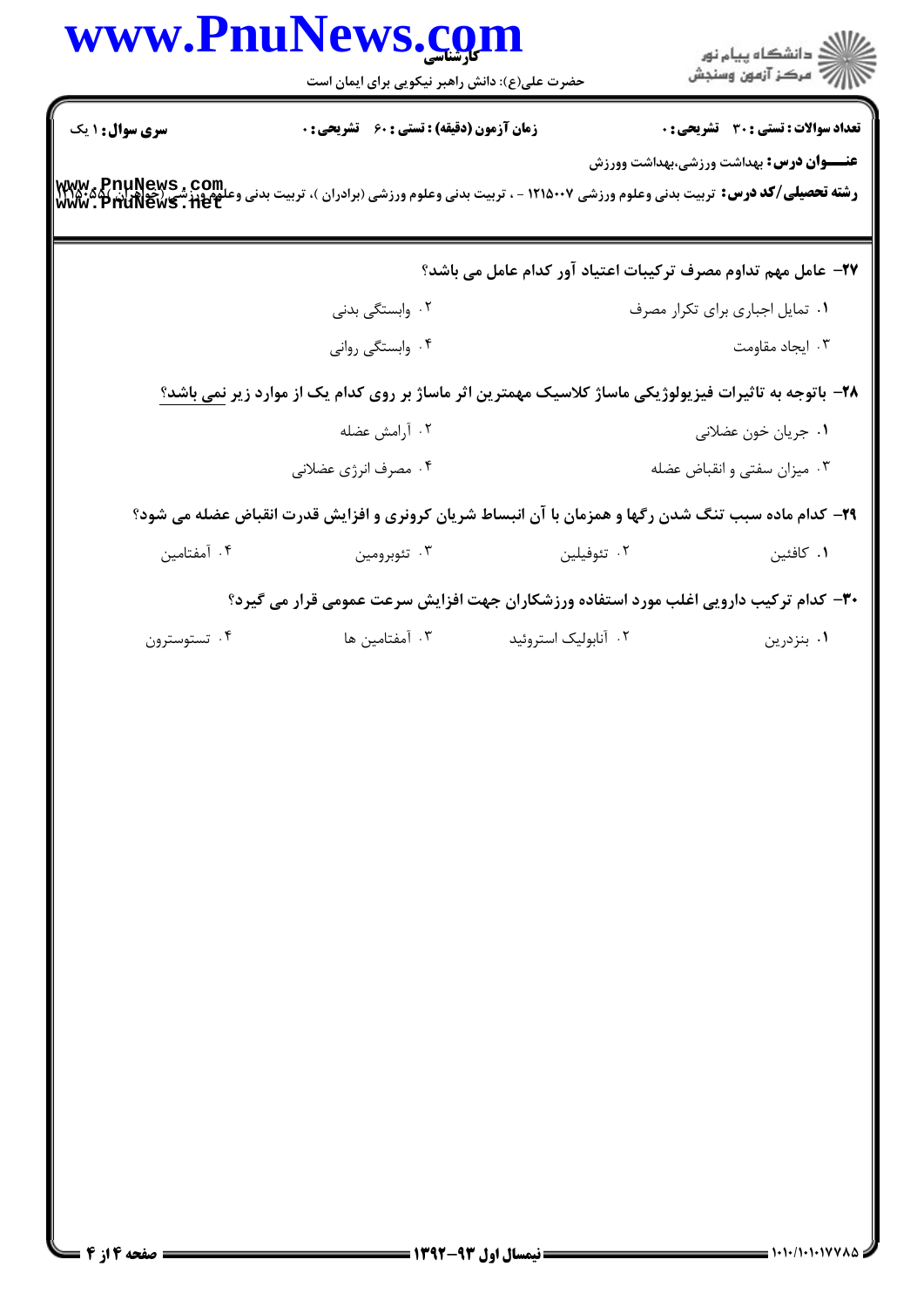**تعداد سوالات : تستی : ۳۰ تشریحی : ۰** &nbsp;&nbsp; **زمان آزمون (دقیقه) : تستی : ۶۰ تشریحی : ۰** &nbsp;&nbsp; **سری سوال : ۱ یک**

**عنـــوان درس:** بهداشت ورزشی،بهداشت وورزش

**رشته تحصیلی/کد درس:** تربیت بدنی وعلوم ورزشی ۱۲۱۵۰۰۷ - ، تربیت بدنی وعلوم ورزشی (برادران )، تربیت بدنی وعلوم ورزشی (خواهران )۱۲۱۵۰۵۸

**۲۷- عامل مهم تداوم مصرف ترکیبات اعتیاد آور کدام عامل می باشد؟**

۱. تمایل اجباری برای تکرار مصرف

۲. وابستگی بدنی

۳. ایجاد مقاومت

۴. وابستگی روانی

**۲۸- باتوجه به تاثیرات فیزیولوژیکی ماساژ کلاسیک مهمترین اثر ماساژ بر روی کدام یک از موارد زیر نمی باشد؟**

۱. جریان خون عضلانی

۲. آرامش عضله

۳. میزان سفتی و انقباض عضله

۴. مصرف انرژی عضلانی

**۲۹- کدام ماده سبب تنگ شدن رگها و همزمان با آن انبساط شریان کرونری و افزایش قدرت انقباض عضله می شود؟**

۱. کافئین

۲. تئوفیلین

۳. تئوبرومین

۴. آمفتامین

**۳۰- کدام ترکیب دارویی اغلب مورد استفاده ورزشکاران جهت افزایش سرعت عمومی قرار می گیرد؟**

۱. بنزدرین

۲. آنابولیک استروئید

۳. آمفتامین ها

۴. تستوسترون